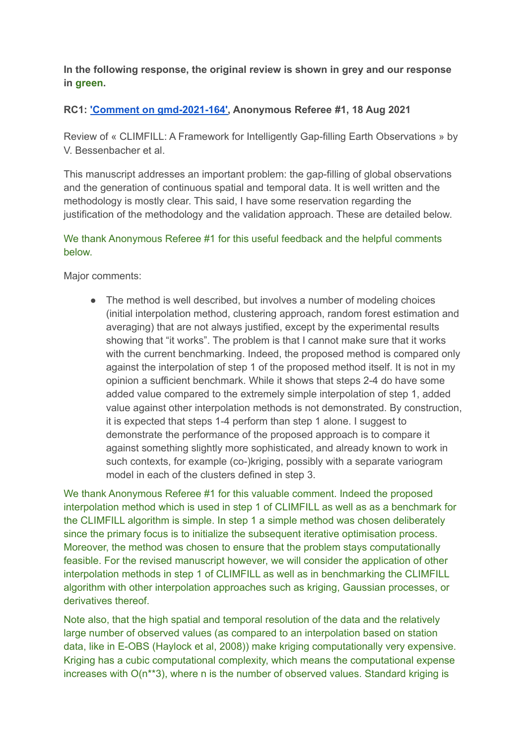**In the following response, the original review is shown in grey and our response in green.**

**RC1: 'Comment on gmd-2021-164', Anonymous Referee #1, 18 Aug 2021**

Review of « CLIMFILL: A Framework for Intelligently Gap-filling Earth Observations » by V. Bessenbacher et al.

This manuscript addresses an important problem: the gap-filling of global observations and the generation of continuous spatial and temporal data. It is well written and the methodology is mostly clear. This said, I have some reservation regarding the justification of the methodology and the validation approach. These are detailed below.

We thank Anonymous Referee #1 for this useful feedback and the helpful comments below.

Major comments:

- The method is well described, but involves a number of modeling choices (initial interpolation method, clustering approach, random forest estimation and averaging) that are not always justified, except by the experimental results showing that "it works". The problem is that I cannot make sure that it works with the current benchmarking. Indeed, the proposed method is compared only against the interpolation of step 1 of the proposed method itself. It is not in my opinion a sufficient benchmark. While it shows that steps 2-4 do have some added value compared to the extremely simple interpolation of step 1, added value against other interpolation methods is not demonstrated. By construction, it is expected that steps 1-4 perform than step 1 alone. I suggest to demonstrate the performance of the proposed approach is to compare it against something slightly more sophisticated, and already known to work in such contexts, for example (co-)kriging, possibly with a separate variogram model in each of the clusters defined in step 3.

We thank Anonymous Referee #1 for this valuable comment. Indeed the proposed interpolation method which is used in step 1 of CLIMFILL as well as as a benchmark for the CLIMFILL algorithm is simple. In step 1 a simple method was chosen deliberately since the primary focus is to initialize the subsequent iterative optimisation process. Moreover, the method was chosen to ensure that the problem stays computationally feasible. For the revised manuscript however, we will consider the application of other interpolation methods in step 1 of CLIMFILL as well as in benchmarking the CLIMFILL algorithm with other interpolation approaches such as kriging, Gaussian processes, or derivatives thereof.

Note also, that the high spatial and temporal resolution of the data and the relatively large number of observed values (as compared to an interpolation based on station data, like in E-OBS (Haylock et al, 2008)) make kriging computationally very expensive. Kriging has a cubic computational complexity, which means the computational expense increases with O(n**3), where n is the number of observed values. Standard kriging is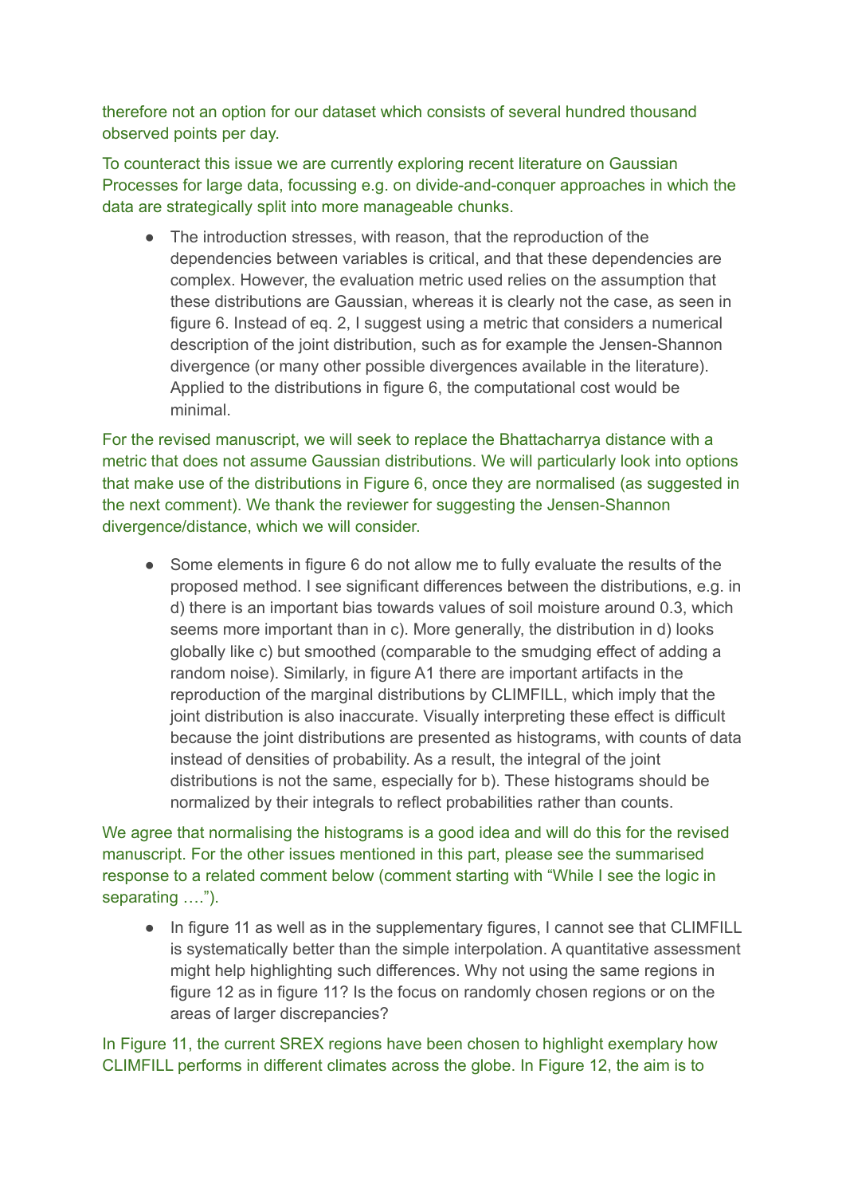therefore not an option for our dataset which consists of several hundred thousand observed points per day.

To counteract this issue we are currently exploring recent literature on Gaussian Processes for large data, focussing e.g. on divide-and-conquer approaches in which the data are strategically split into more manageable chunks.

- The introduction stresses, with reason, that the reproduction of the dependencies between variables is critical, and that these dependencies are complex. However, the evaluation metric used relies on the assumption that these distributions are Gaussian, whereas it is clearly not the case, as seen in figure 6. Instead of eq. 2, I suggest using a metric that considers a numerical description of the joint distribution, such as for example the Jensen-Shannon divergence (or many other possible divergences available in the literature). Applied to the distributions in figure 6, the computational cost would be minimal.

For the revised manuscript, we will seek to replace the Bhattacharrya distance with a metric that does not assume Gaussian distributions. We will particularly look into options that make use of the distributions in Figure 6, once they are normalised (as suggested in the next comment). We thank the reviewer for suggesting the Jensen-Shannon divergence/distance, which we will consider.

- Some elements in figure 6 do not allow me to fully evaluate the results of the proposed method. I see significant differences between the distributions, e.g. in d) there is an important bias towards values of soil moisture around 0.3, which seems more important than in c). More generally, the distribution in d) looks globally like c) but smoothed (comparable to the smudging effect of adding a random noise). Similarly, in figure A1 there are important artifacts in the reproduction of the marginal distributions by CLIMFILL, which imply that the joint distribution is also inaccurate. Visually interpreting these effect is difficult because the joint distributions are presented as histograms, with counts of data instead of densities of probability. As a result, the integral of the joint distributions is not the same, especially for b). These histograms should be normalized by their integrals to reflect probabilities rather than counts.

We agree that normalising the histograms is a good idea and will do this for the revised manuscript. For the other issues mentioned in this part, please see the summarised response to a related comment below (comment starting with “While I see the logic in separating ….”).

- In figure 11 as well as in the supplementary figures, I cannot see that CLIMFILL is systematically better than the simple interpolation. A quantitative assessment might help highlighting such differences. Why not using the same regions in figure 12 as in figure 11? Is the focus on randomly chosen regions or on the areas of larger discrepancies?

In Figure 11, the current SREX regions have been chosen to highlight exemplary how CLIMFILL performs in different climates across the globe. In Figure 12, the aim is to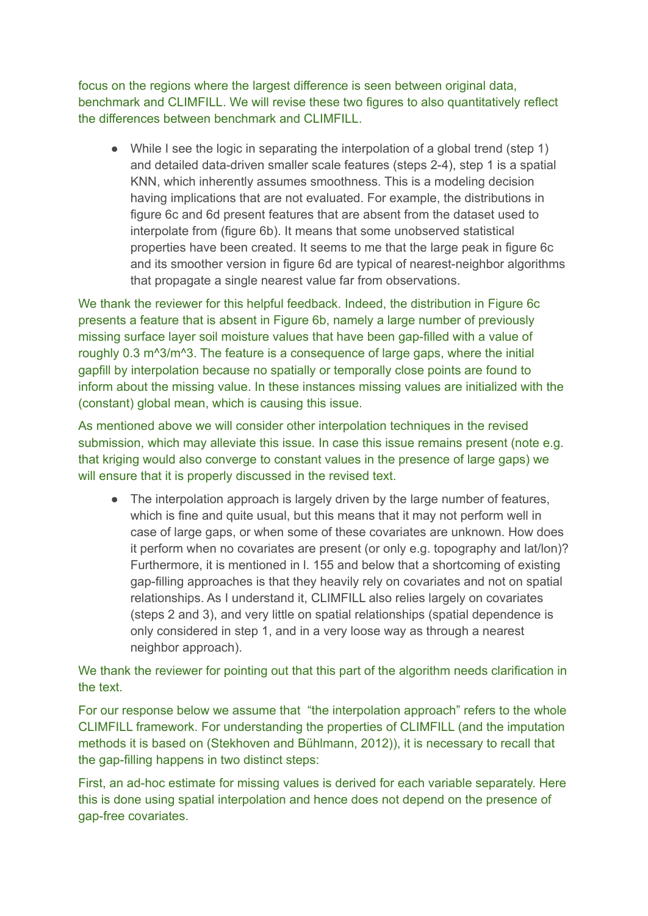focus on the regions where the largest difference is seen between original data, benchmark and CLIMFILL. We will revise these two figures to also quantitatively reflect the differences between benchmark and CLIMFILL.

- While I see the logic in separating the interpolation of a global trend (step 1) and detailed data-driven smaller scale features (steps 2-4), step 1 is a spatial KNN, which inherently assumes smoothness. This is a modeling decision having implications that are not evaluated. For example, the distributions in figure 6c and 6d present features that are absent from the dataset used to interpolate from (figure 6b). It means that some unobserved statistical properties have been created. It seems to me that the large peak in figure 6c and its smoother version in figure 6d are typical of nearest-neighbor algorithms that propagate a single nearest value far from observations.

We thank the reviewer for this helpful feedback. Indeed, the distribution in Figure 6c presents a feature that is absent in Figure 6b, namely a large number of previously missing surface layer soil moisture values that have been gap-filled with a value of roughly 0.3 m^3/m^3. The feature is a consequence of large gaps, where the initial gapfill by interpolation because no spatially or temporally close points are found to inform about the missing value. In these instances missing values are initialized with the (constant) global mean, which is causing this issue.

As mentioned above we will consider other interpolation techniques in the revised submission, which may alleviate this issue. In case this issue remains present (note e.g. that kriging would also converge to constant values in the presence of large gaps) we will ensure that it is properly discussed in the revised text.

- The interpolation approach is largely driven by the large number of features, which is fine and quite usual, but this means that it may not perform well in case of large gaps, or when some of these covariates are unknown. How does it perform when no covariates are present (or only e.g. topography and lat/lon)? Furthermore, it is mentioned in l. 155 and below that a shortcoming of existing gap-filling approaches is that they heavily rely on covariates and not on spatial relationships. As I understand it, CLIMFILL also relies largely on covariates (steps 2 and 3), and very little on spatial relationships (spatial dependence is only considered in step 1, and in a very loose way as through a nearest neighbor approach).

We thank the reviewer for pointing out that this part of the algorithm needs clarification in the text.

For our response below we assume that "the interpolation approach" refers to the whole CLIMFILL framework. For understanding the properties of CLIMFILL (and the imputation methods it is based on (Stekhoven and Bühlmann, 2012)), it is necessary to recall that the gap-filling happens in two distinct steps:

First, an ad-hoc estimate for missing values is derived for each variable separately. Here this is done using spatial interpolation and hence does not depend on the presence of gap-free covariates.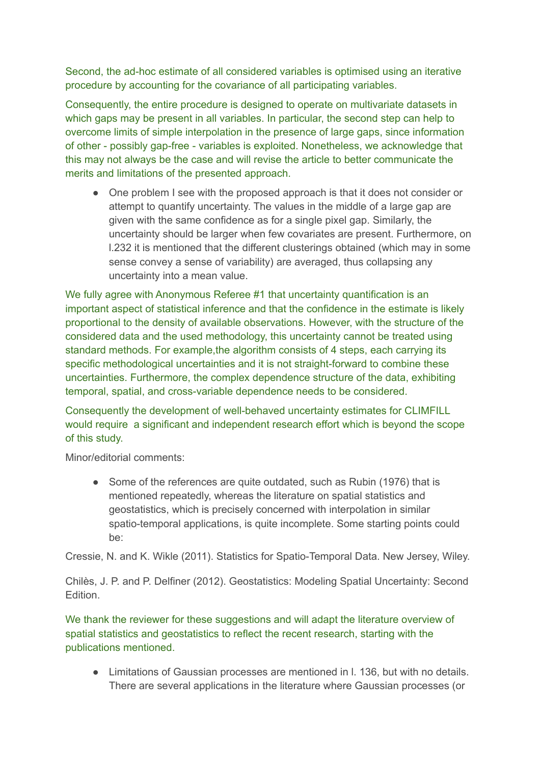Second, the ad-hoc estimate of all considered variables is optimised using an iterative procedure by accounting for the covariance of all participating variables.

Consequently, the entire procedure is designed to operate on multivariate datasets in which gaps may be present in all variables. In particular, the second step can help to overcome limits of simple interpolation in the presence of large gaps, since information of other - possibly gap-free - variables is exploited. Nonetheless, we acknowledge that this may not always be the case and will revise the article to better communicate the merits and limitations of the presented approach.

- One problem I see with the proposed approach is that it does not consider or attempt to quantify uncertainty. The values in the middle of a large gap are given with the same confidence as for a single pixel gap. Similarly, the uncertainty should be larger when few covariates are present. Furthermore, on l.232 it is mentioned that the different clusterings obtained (which may in some sense convey a sense of variability) are averaged, thus collapsing any uncertainty into a mean value.

We fully agree with Anonymous Referee #1 that uncertainty quantification is an important aspect of statistical inference and that the confidence in the estimate is likely proportional to the density of available observations. However, with the structure of the considered data and the used methodology, this uncertainty cannot be treated using standard methods. For example,the algorithm consists of 4 steps, each carrying its specific methodological uncertainties and it is not straight-forward to combine these uncertainties. Furthermore, the complex dependence structure of the data, exhibiting temporal, spatial, and cross-variable dependence needs to be considered.

Consequently the development of well-behaved uncertainty estimates for CLIMFILL would require  a significant and independent research effort which is beyond the scope of this study.

Minor/editorial comments:

- Some of the references are quite outdated, such as Rubin (1976) that is mentioned repeatedly, whereas the literature on spatial statistics and geostatistics, which is precisely concerned with interpolation in similar spatio-temporal applications, is quite incomplete. Some starting points could be:

Cressie, N. and K. Wikle (2011). Statistics for Spatio-Temporal Data. New Jersey, Wiley.

Chilès, J. P. and P. Delfiner (2012). Geostatistics: Modeling Spatial Uncertainty: Second Edition.

We thank the reviewer for these suggestions and will adapt the literature overview of spatial statistics and geostatistics to reflect the recent research, starting with the publications mentioned.

- Limitations of Gaussian processes are mentioned in l. 136, but with no details. There are several applications in the literature where Gaussian processes (or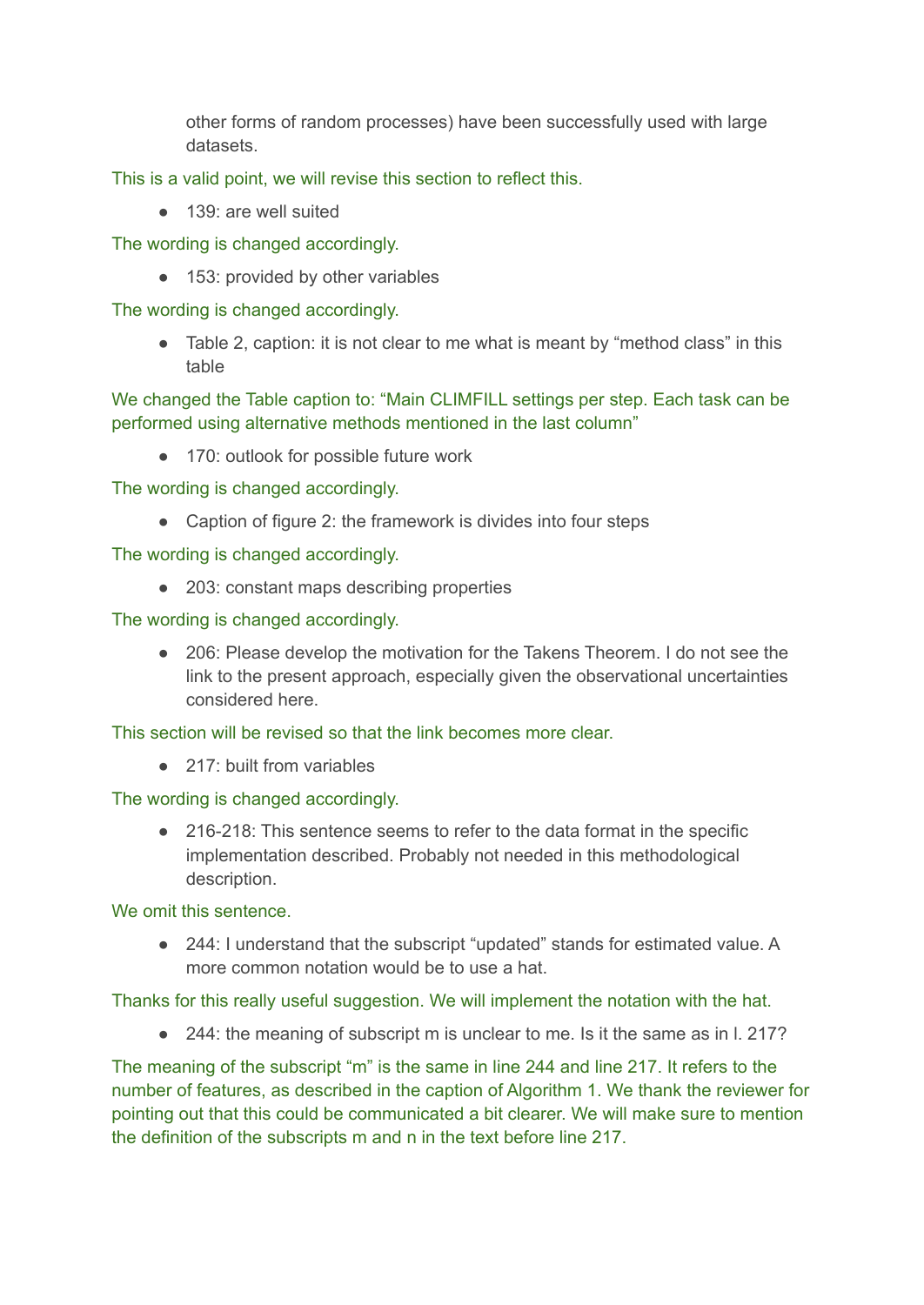other forms of random processes) have been successfully used with large datasets.

This is a valid point, we will revise this section to reflect this.

- 139: are well suited

The wording is changed accordingly.

- 153: provided by other variables

The wording is changed accordingly.

- Table 2, caption: it is not clear to me what is meant by "method class" in this table

We changed the Table caption to: "Main CLIMFILL settings per step. Each task can be performed using alternative methods mentioned in the last column"

- 170: outlook for possible future work

The wording is changed accordingly.

- Caption of figure 2: the framework is divides into four steps

The wording is changed accordingly.

- 203: constant maps describing properties

The wording is changed accordingly.

- 206: Please develop the motivation for the Takens Theorem. I do not see the link to the present approach, especially given the observational uncertainties considered here.

This section will be revised so that the link becomes more clear.

- 217: built from variables

The wording is changed accordingly.

- 216-218: This sentence seems to refer to the data format in the specific implementation described. Probably not needed in this methodological description.

We omit this sentence.

- 244: I understand that the subscript "updated" stands for estimated value. A more common notation would be to use a hat.

Thanks for this really useful suggestion. We will implement the notation with the hat.

- 244: the meaning of subscript m is unclear to me. Is it the same as in l. 217?

The meaning of the subscript "m" is the same in line 244 and line 217. It refers to the number of features, as described in the caption of Algorithm 1. We thank the reviewer for pointing out that this could be communicated a bit clearer. We will make sure to mention the definition of the subscripts m and n in the text before line 217.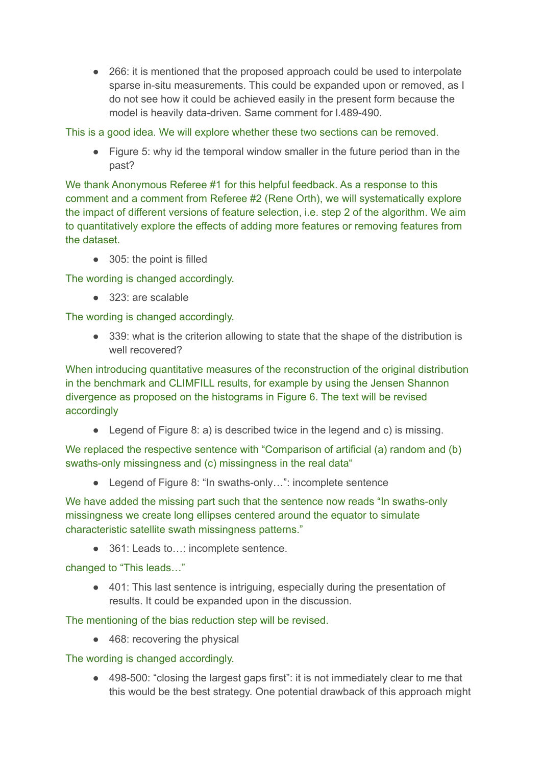- 266: it is mentioned that the proposed approach could be used to interpolate sparse in-situ measurements. This could be expanded upon or removed, as I do not see how it could be achieved easily in the present form because the model is heavily data-driven. Same comment for l.489-490.

This is a good idea. We will explore whether these two sections can be removed.

- Figure 5: why id the temporal window smaller in the future period than in the past?

We thank Anonymous Referee #1 for this helpful feedback. As a response to this comment and a comment from Referee #2 (Rene Orth), we will systematically explore the impact of different versions of feature selection, i.e. step 2 of the algorithm. We aim to quantitatively explore the effects of adding more features or removing features from the dataset.

- 305: the point is filled

The wording is changed accordingly.

- 323: are scalable

The wording is changed accordingly.

- 339: what is the criterion allowing to state that the shape of the distribution is well recovered?

When introducing quantitative measures of the reconstruction of the original distribution in the benchmark and CLIMFILL results, for example by using the Jensen Shannon divergence as proposed on the histograms in Figure 6. The text will be revised accordingly

- Legend of Figure 8: a) is described twice in the legend and c) is missing.

We replaced the respective sentence with “Comparison of artificial (a) random and (b) swaths-only missingness and (c) missingness in the real data“

- Legend of Figure 8: “In swaths-only…”: incomplete sentence

We have added the missing part such that the sentence now reads “In swaths-only missingness we create long ellipses centered around the equator to simulate characteristic satellite swath missingness patterns.”

- 361: Leads to…: incomplete sentence.

changed to “This leads…”

- 401: This last sentence is intriguing, especially during the presentation of results. It could be expanded upon in the discussion.

The mentioning of the bias reduction step will be revised.

- 468: recovering the physical

The wording is changed accordingly.

- 498-500: “closing the largest gaps first”: it is not immediately clear to me that this would be the best strategy. One potential drawback of this approach might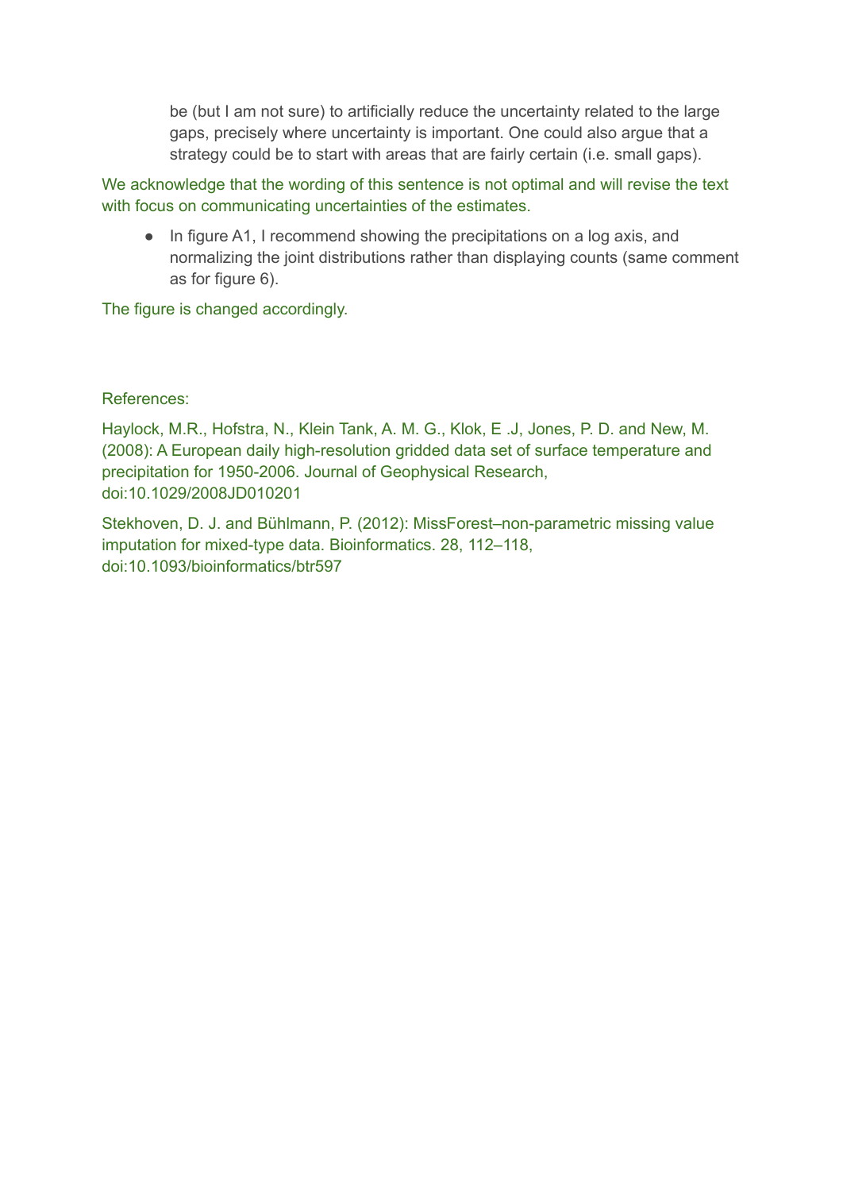be (but I am not sure) to artificially reduce the uncertainty related to the large gaps, precisely where uncertainty is important. One could also argue that a strategy could be to start with areas that are fairly certain (i.e. small gaps).

We acknowledge that the wording of this sentence is not optimal and will revise the text with focus on communicating uncertainties of the estimates.

- In figure A1, I recommend showing the precipitations on a log axis, and normalizing the joint distributions rather than displaying counts (same comment as for figure 6).

The figure is changed accordingly.

References:

Haylock, M.R., Hofstra, N., Klein Tank, A. M. G., Klok, E .J, Jones, P. D. and New, M. (2008): A European daily high-resolution gridded data set of surface temperature and precipitation for 1950-2006. Journal of Geophysical Research, doi:10.1029/2008JD010201

Stekhoven, D. J. and Bühlmann, P. (2012): MissForest–non-parametric missing value imputation for mixed-type data. Bioinformatics. 28, 112–118, doi:10.1093/bioinformatics/btr597